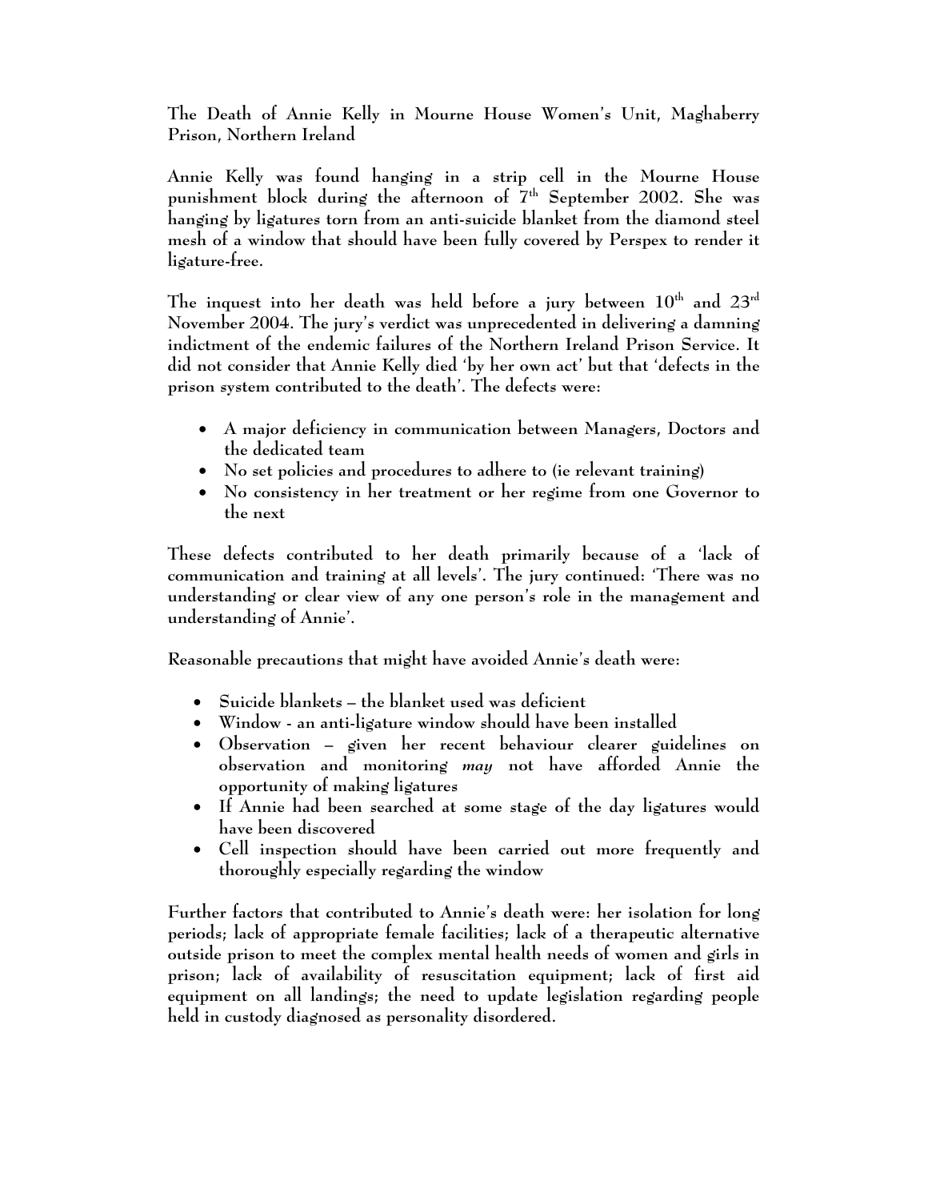# The Death of Annie Kelly in Mourne House Women's Unit, Maghaberry Prison, Northern Ireland

Annie Kelly was found hanging in a strip cell in the Mourne House punishment block during the afternoon of 7th September 2002. She was hanging by ligatures torn from an anti-suicide blanket from the diamond steel mesh of a window that should have been fully covered by Perspex to render it ligature-free.

The inquest into her death was held before a jury between 10th and 23rd November 2004. The jury's verdict was unprecedented in delivering a damning indictment of the endemic failures of the Northern Ireland Prison Service. It did not consider that Annie Kelly died 'by her own act' but that 'defects in the prison system contributed to the death'. The defects were:

- A major deficiency in communication between Managers, Doctors and the dedicated team
- No set policies and procedures to adhere to (ie relevant training)
- No consistency in her treatment or her regime from one Governor to the next

These defects contributed to her death primarily because of a 'lack of communication and training at all levels'. The jury continued: 'There was no understanding or clear view of any one person's role in the management and understanding of Annie'.

Reasonable precautions that might have avoided Annie's death were:

- Suicide blankets – the blanket used was deficient
- Window - an anti-ligature window should have been installed
- Observation – given her recent behaviour clearer guidelines on observation and monitoring *may* not have afforded Annie the opportunity of making ligatures
- If Annie had been searched at some stage of the day ligatures would have been discovered
- Cell inspection should have been carried out more frequently and thoroughly especially regarding the window

Further factors that contributed to Annie's death were: her isolation for long periods; lack of appropriate female facilities; lack of a therapeutic alternative outside prison to meet the complex mental health needs of women and girls in prison; lack of availability of resuscitation equipment; lack of first aid equipment on all landings; the need to update legislation regarding people held in custody diagnosed as personality disordered.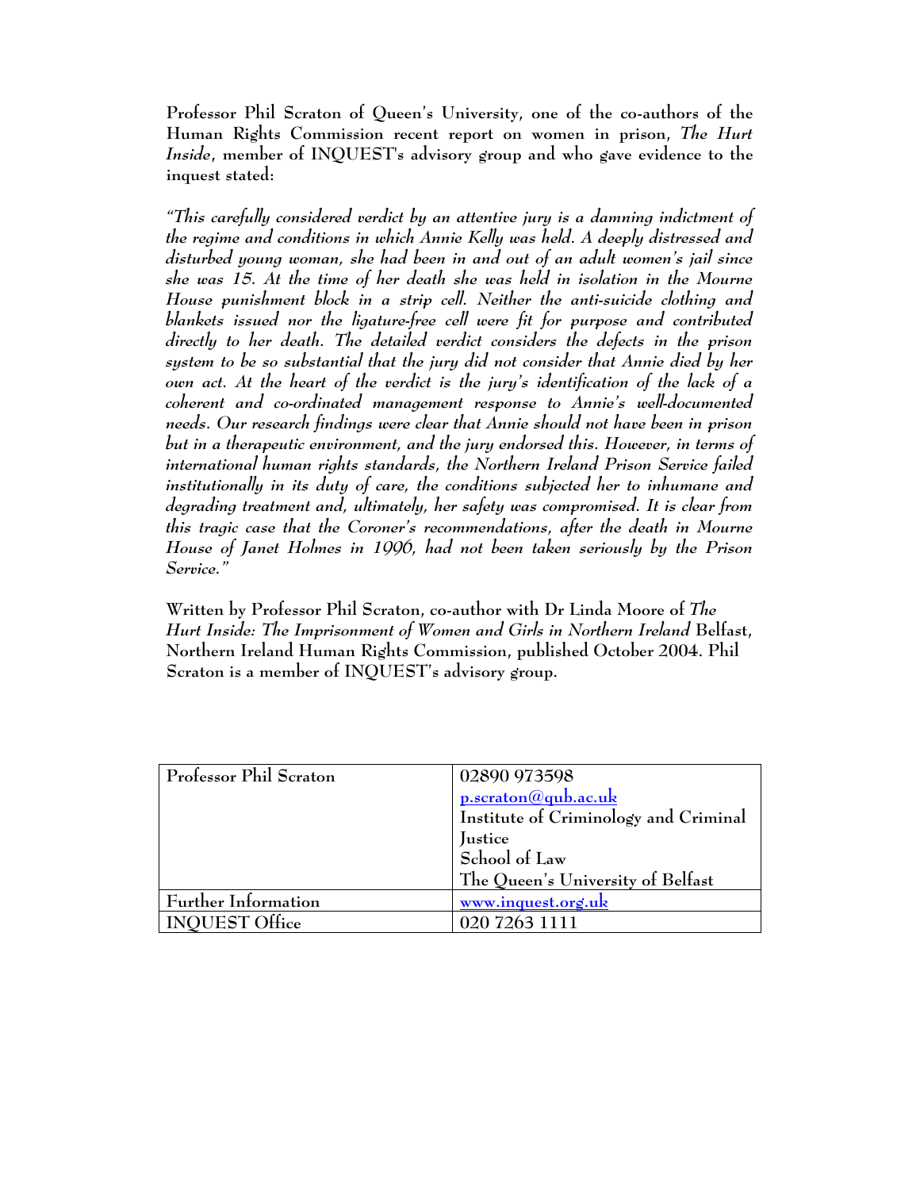**Professor Phil Scraton of Queen's University, one of the co-authors of the Human Rights Commission recent report on women in prison, *The Hurt Inside*, member of INQUEST's advisory group and who gave evidence to the inquest stated:**

*"This carefully considered verdict by an attentive jury is a damning indictment of the regime and conditions in which Annie Kelly was held. A deeply distressed and disturbed young woman, she had been in and out of an adult women's jail since she was 15. At the time of her death she was held in isolation in the Mourne House punishment block in a strip cell. Neither the anti-suicide clothing and blankets issued nor the ligature-free cell were fit for purpose and contributed directly to her death. The detailed verdict considers the defects in the prison system to be so substantial that the jury did not consider that Annie died by her own act. At the heart of the verdict is the jury's identification of the lack of a coherent and co-ordinated management response to Annie's well-documented needs. Our research findings were clear that Annie should not have been in prison but in a therapeutic environment, and the jury endorsed this. However, in terms of international human rights standards, the Northern Ireland Prison Service failed institutionally in its duty of care, the conditions subjected her to inhumane and degrading treatment and, ultimately, her safety was compromised. It is clear from this tragic case that the Coroner's recommendations, after the death in Mourne House of Janet Holmes in 1996, had not been taken seriously by the Prison Service."*

**Written by Professor Phil Scraton, co-author with Dr Linda Moore of *The Hurt Inside: The Imprisonment of Women and Girls in Northern Ireland* Belfast, Northern Ireland Human Rights Commission, published October 2004. Phil Scraton is a member of INQUEST's advisory group.**

| | |
|---|---|
| Professor Phil Scraton | 02890 973598<br>p.scraton@qub.ac.uk<br>Institute of Criminology and Criminal Justice<br>School of Law<br>The Queen's University of Belfast |
| Further Information | www.inquest.org.uk |
| INQUEST Office | 020 7263 1111 |